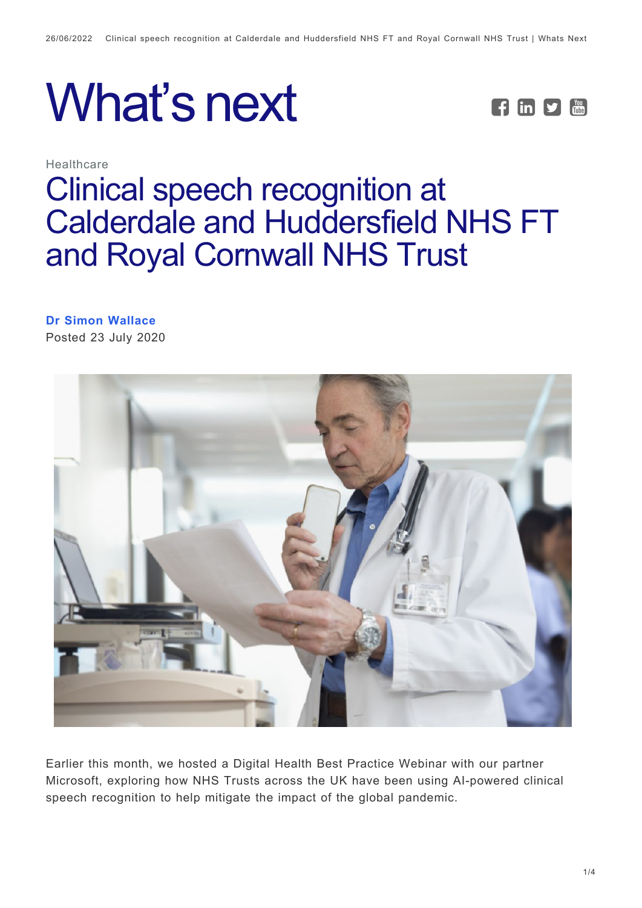# What's next

Healthcare

## Clinical speech recognition at Calderdale and Huddersfield NHS FT and Royal Cornwall NHS Trust

**Dr Simon Wallace**
Posted 23 July 2020

Earlier this month, we hosted a Digital Health Best Practice Webinar with our partner Microsoft, exploring how NHS Trusts across the UK have been using AI-powered clinical speech recognition to help mitigate the impact of the global pandemic.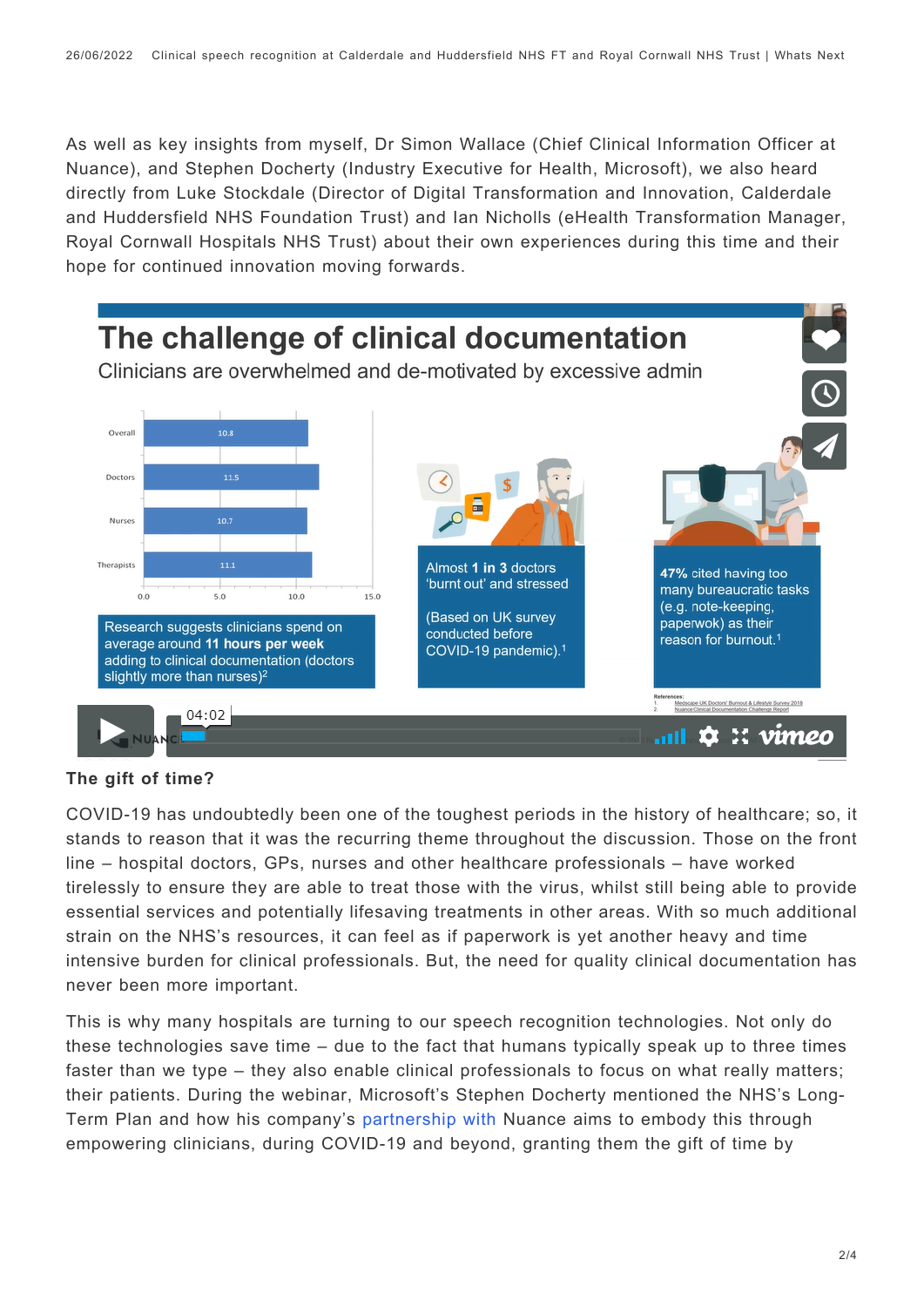As well as key insights from myself, Dr Simon Wallace (Chief Clinical Information Officer at Nuance), and Stephen Docherty (Industry Executive for Health, Microsoft), we also heard directly from Luke Stockdale (Director of Digital Transformation and Innovation, Calderdale and Huddersfield NHS Foundation Trust) and Ian Nicholls (eHealth Transformation Manager, Royal Cornwall Hospitals NHS Trust) about their own experiences during this time and their hope for continued innovation moving forwards.

**The gift of time?**

COVID-19 has undoubtedly been one of the toughest periods in the history of healthcare; so, it stands to reason that it was the recurring theme throughout the discussion. Those on the front line – hospital doctors, GPs, nurses and other healthcare professionals – have worked tirelessly to ensure they are able to treat those with the virus, whilst still being able to provide essential services and potentially lifesaving treatments in other areas. With so much additional strain on the NHS's resources, it can feel as if paperwork is yet another heavy and time intensive burden for clinical professionals. But, the need for quality clinical documentation has never been more important.

This is why many hospitals are turning to our speech recognition technologies. Not only do these technologies save time – due to the fact that humans typically speak up to three times faster than we type – they also enable clinical professionals to focus on what really matters; their patients. During the webinar, Microsoft's Stephen Docherty mentioned the NHS's Long-Term Plan and how his company's partnership with Nuance aims to embody this through empowering clinicians, during COVID-19 and beyond, granting them the gift of time by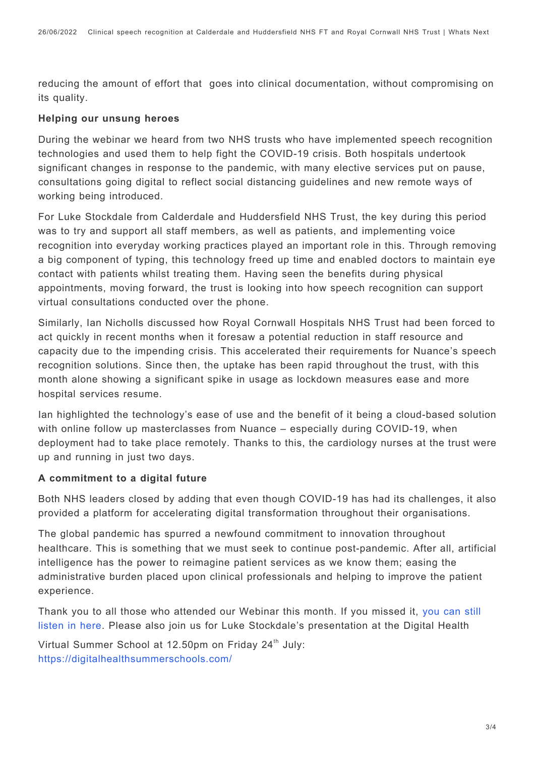reducing the amount of effort that goes into clinical documentation, without compromising on its quality.

**Helping our unsung heroes**

During the webinar we heard from two NHS trusts who have implemented speech recognition technologies and used them to help fight the COVID-19 crisis. Both hospitals undertook significant changes in response to the pandemic, with many elective services put on pause, consultations going digital to reflect social distancing guidelines and new remote ways of working being introduced.

For Luke Stockdale from Calderdale and Huddersfield NHS Trust, the key during this period was to try and support all staff members, as well as patients, and implementing voice recognition into everyday working practices played an important role in this. Through removing a big component of typing, this technology freed up time and enabled doctors to maintain eye contact with patients whilst treating them. Having seen the benefits during physical appointments, moving forward, the trust is looking into how speech recognition can support virtual consultations conducted over the phone.

Similarly, Ian Nicholls discussed how Royal Cornwall Hospitals NHS Trust had been forced to act quickly in recent months when it foresaw a potential reduction in staff resource and capacity due to the impending crisis. This accelerated their requirements for Nuance's speech recognition solutions. Since then, the uptake has been rapid throughout the trust, with this month alone showing a significant spike in usage as lockdown measures ease and more hospital services resume.

Ian highlighted the technology's ease of use and the benefit of it being a cloud-based solution with online follow up masterclasses from Nuance – especially during COVID-19, when deployment had to take place remotely. Thanks to this, the cardiology nurses at the trust were up and running in just two days.

**A commitment to a digital future**

Both NHS leaders closed by adding that even though COVID-19 has had its challenges, it also provided a platform for accelerating digital transformation throughout their organisations.

The global pandemic has spurred a newfound commitment to innovation throughout healthcare. This is something that we must seek to continue post-pandemic. After all, artificial intelligence has the power to reimagine patient services as we know them; easing the administrative burden placed upon clinical professionals and helping to improve the patient experience.

Thank you to all those who attended our Webinar this month. If you missed it, you can still listen in here. Please also join us for Luke Stockdale's presentation at the Digital Health Virtual Summer School at 12.50pm on Friday 24th July: https://digitalhealthsummerschools.com/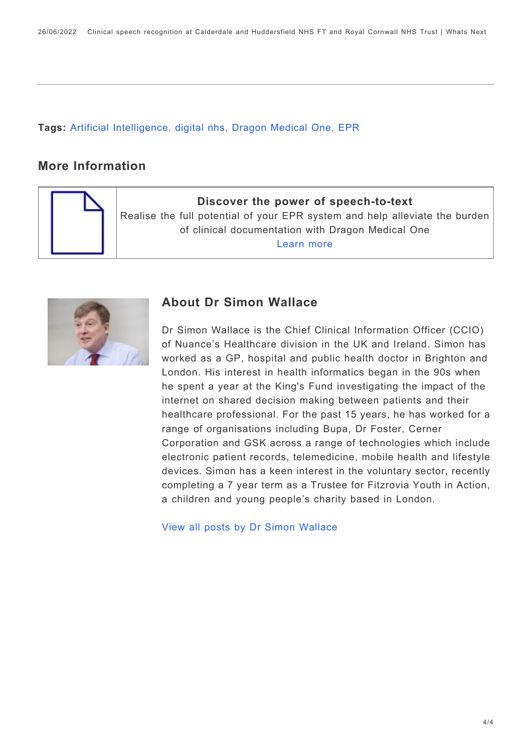**Tags:** Artificial Intelligence, digital nhs, Dragon Medical One, EPR

## More Information

**Discover the power of speech-to-text**

Realise the full potential of your EPR system and help alleviate the burden of clinical documentation with Dragon Medical One

Learn more

## About Dr Simon Wallace

Dr Simon Wallace is the Chief Clinical Information Officer (CCIO) of Nuance's Healthcare division in the UK and Ireland. Simon has worked as a GP, hospital and public health doctor in Brighton and London. His interest in health informatics began in the 90s when he spent a year at the King's Fund investigating the impact of the internet on shared decision making between patients and their healthcare professional. For the past 15 years, he has worked for a range of organisations including Bupa, Dr Foster, Cerner Corporation and GSK across a range of technologies which include electronic patient records, telemedicine, mobile health and lifestyle devices. Simon has a keen interest in the voluntary sector, recently completing a 7 year term as a Trustee for Fitzrovia Youth in Action, a children and young people's charity based in London.

View all posts by Dr Simon Wallace